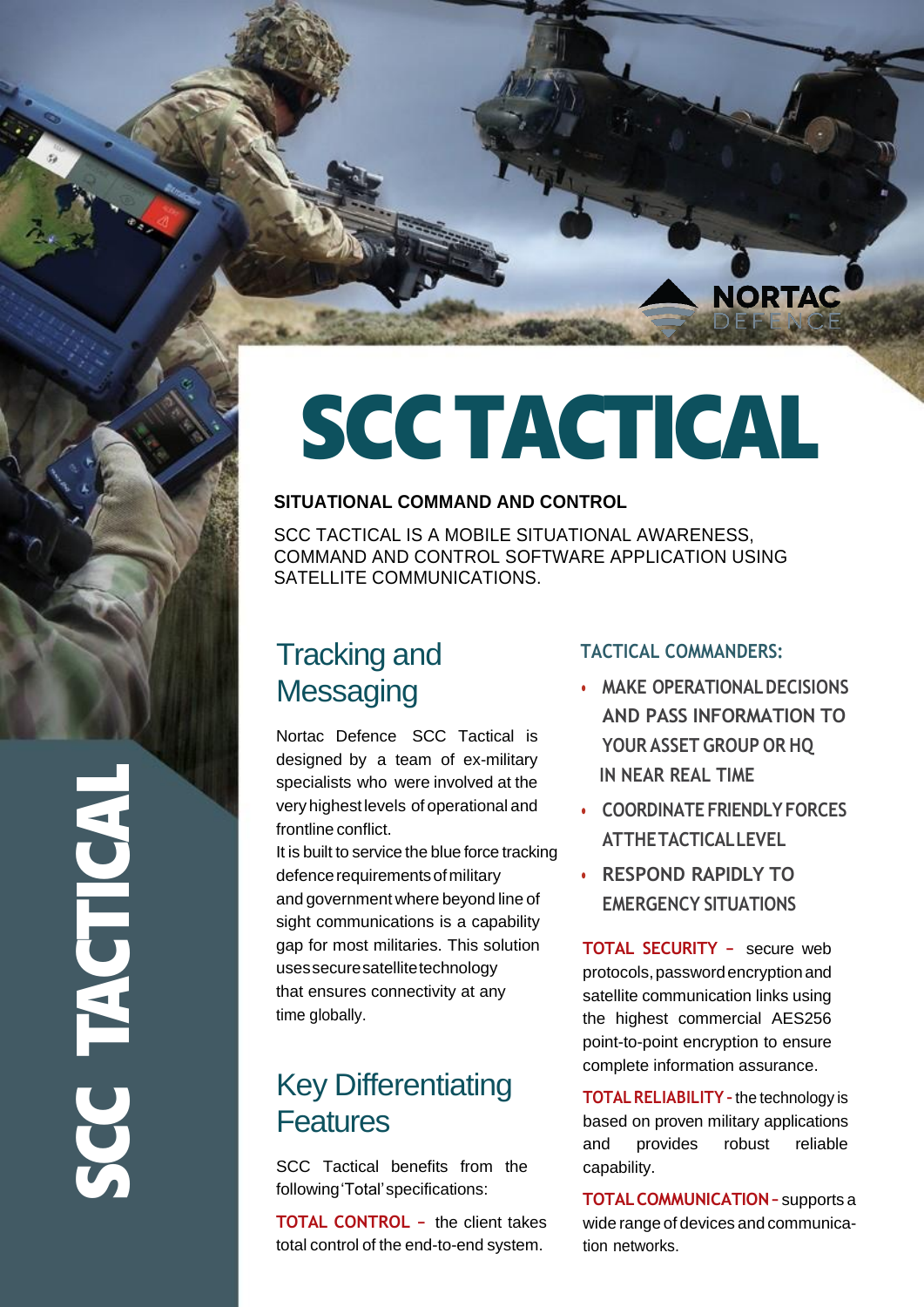NORTAC DEFENCE

# SCC TACTICAL

**SITUATIONAL COMMAND AND CONTROL**

SCC TACTICAL IS A MOBILE SITUATIONAL AWARENESS, COMMAND AND CONTROL SOFTWARE APPLICATION USING SATELLITE COMMUNICATIONS.

## Tracking and Messaging

Nortac Defence SCC Tactical is designed by a team of ex-military specialists who were involved at the very highest levels of operational and frontline conflict.

It is built to service the blue force tracking defence requirements of military and government where beyond line of sight communications is a capability gap for most militaries. This solution uses secure satellite technology that ensures connectivity at any time globally.

## Key Differentiating Features

SCC Tactical benefits from the following 'Total' specifications:

**TOTAL CONTROL –** the client takes total control of the end-to-end system.

### TACTICAL COMMANDERS:

- MAKE OPERATIONAL DECISIONS AND PASS INFORMATION TO YOUR ASSET GROUP OR HQ IN NEAR REAL TIME
- COORDINATE FRIENDLY FORCES AT THE TACTICAL LEVEL
- RESPOND RAPIDLY TO EMERGENCY SITUATIONS

**TOTAL SECURITY –** secure web protocols, password encryption and satellite communication links using the highest commercial AES256 point-to-point encryption to ensure complete information assurance.

**TOTAL RELIABILITY -** the technology is based on proven military applications and provides robust reliable capability.

**TOTAL COMMUNICATION -** supports a wide range of devices and communication networks.

SCC TACTICAL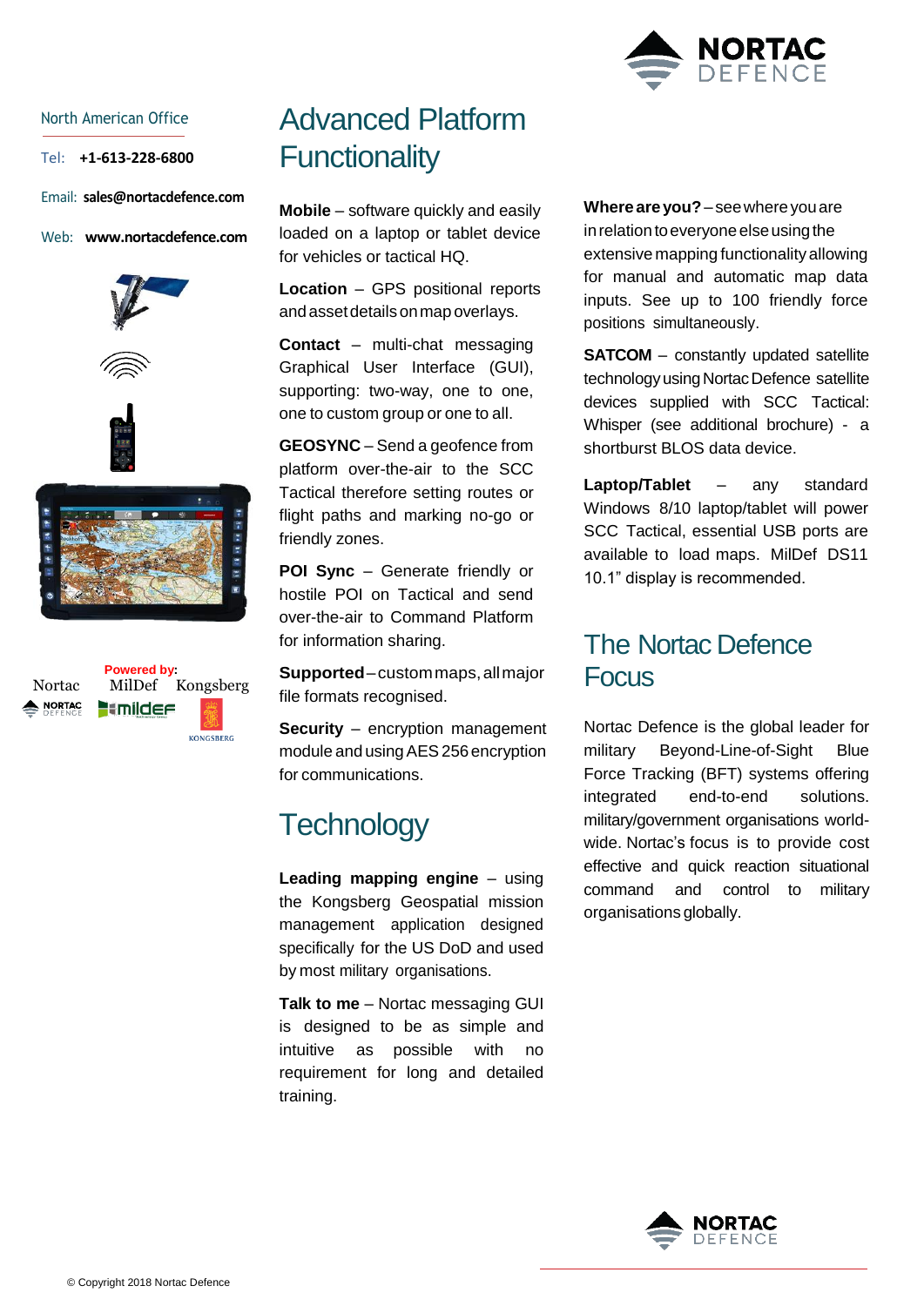North American Office

Tel: **+1-613-228-6800**

Email: **sales@nortacdefence.com**

Web: **www.nortacdefence.com**

Powered by:

Nortac MilDef Kongsberg

# Advanced Platform Functionality

**Mobile** – software quickly and easily loaded on a laptop or tablet device for vehicles or tactical HQ.

**Location** – GPS positional reports and asset details on map overlays.

**Contact** – multi-chat messaging Graphical User Interface (GUI), supporting: two-way, one to one, one to custom group or one to all.

**GEOSYNC** – Send a geofence from platform over-the-air to the SCC Tactical therefore setting routes or flight paths and marking no-go or friendly zones.

**POI Sync** – Generate friendly or hostile POI on Tactical and send over-the-air to Command Platform for information sharing.

**Supported** – custom maps, all major file formats recognised.

**Security** – encryption management module and using AES 256 encryption for communications.

# Technology

**Leading mapping engine** – using the Kongsberg Geospatial mission management application designed specifically for the US DoD and used by most military organisations.

**Talk to me** – Nortac messaging GUI is designed to be as simple and intuitive as possible with no requirement for long and detailed training.

**Where are you?** – see where you are in relation to everyone else using the extensive mapping functionality allowing for manual and automatic map data inputs. See up to 100 friendly force positions simultaneously.

**SATCOM** – constantly updated satellite technology using Nortac Defence satellite devices supplied with SCC Tactical: Whisper (see additional brochure) - a shortburst BLOS data device.

**Laptop/Tablet** – any standard Windows 8/10 laptop/tablet will power SCC Tactical, essential USB ports are available to load maps. MilDef DS11 10.1" display is recommended.

# The Nortac Defence Focus

Nortac Defence is the global leader for military Beyond-Line-of-Sight Blue Force Tracking (BFT) systems offering integrated end-to-end solutions. military/government organisations world-wide. Nortac's focus is to provide cost effective and quick reaction situational command and control to military organisations globally.

© Copyright 2018 Nortac Defence